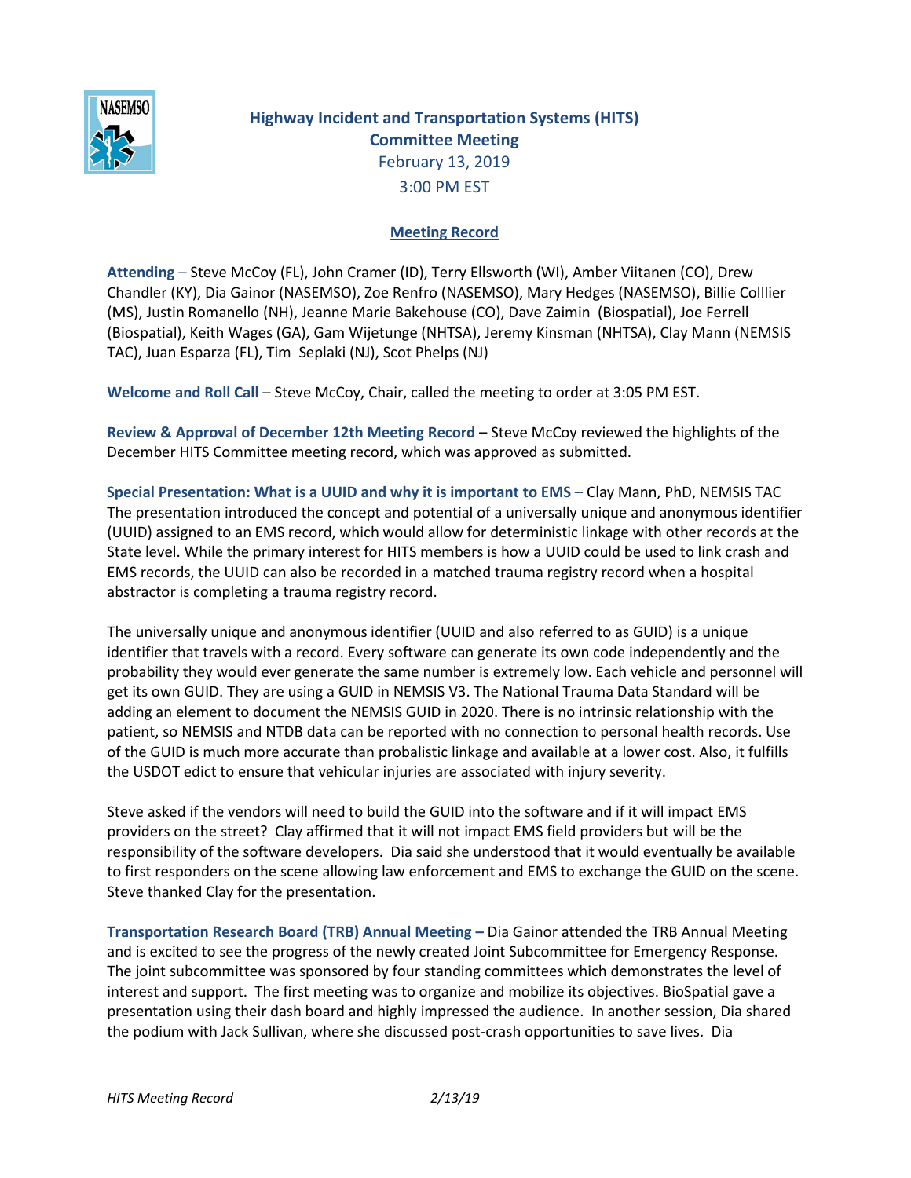# Highway Incident and Transportation Systems (HITS) Committee Meeting

February 13, 2019

3:00 PM EST

## Meeting Record

**Attending** – Steve McCoy (FL), John Cramer (ID), Terry Ellsworth (WI), Amber Viitanen (CO), Drew Chandler (KY), Dia Gainor (NASEMSO), Zoe Renfro (NASEMSO), Mary Hedges (NASEMSO), Billie Colllier (MS), Justin Romanello (NH), Jeanne Marie Bakehouse (CO), Dave Zaimin (Biospatial), Joe Ferrell (Biospatial), Keith Wages (GA), Gam Wijetunge (NHTSA), Jeremy Kinsman (NHTSA), Clay Mann (NEMSIS TAC), Juan Esparza (FL), Tim Seplaki (NJ), Scot Phelps (NJ)

**Welcome and Roll Call** – Steve McCoy, Chair, called the meeting to order at 3:05 PM EST.

**Review & Approval of December 12th Meeting Record** – Steve McCoy reviewed the highlights of the December HITS Committee meeting record, which was approved as submitted.

**Special Presentation: What is a UUID and why it is important to EMS** – Clay Mann, PhD, NEMSIS TAC The presentation introduced the concept and potential of a universally unique and anonymous identifier (UUID) assigned to an EMS record, which would allow for deterministic linkage with other records at the State level. While the primary interest for HITS members is how a UUID could be used to link crash and EMS records, the UUID can also be recorded in a matched trauma registry record when a hospital abstractor is completing a trauma registry record.

The universally unique and anonymous identifier (UUID and also referred to as GUID) is a unique identifier that travels with a record. Every software can generate its own code independently and the probability they would ever generate the same number is extremely low. Each vehicle and personnel will get its own GUID. They are using a GUID in NEMSIS V3. The National Trauma Data Standard will be adding an element to document the NEMSIS GUID in 2020. There is no intrinsic relationship with the patient, so NEMSIS and NTDB data can be reported with no connection to personal health records. Use of the GUID is much more accurate than probalistic linkage and available at a lower cost. Also, it fulfills the USDOT edict to ensure that vehicular injuries are associated with injury severity.

Steve asked if the vendors will need to build the GUID into the software and if it will impact EMS providers on the street? Clay affirmed that it will not impact EMS field providers but will be the responsibility of the software developers. Dia said she understood that it would eventually be available to first responders on the scene allowing law enforcement and EMS to exchange the GUID on the scene. Steve thanked Clay for the presentation.

**Transportation Research Board (TRB) Annual Meeting –** Dia Gainor attended the TRB Annual Meeting and is excited to see the progress of the newly created Joint Subcommittee for Emergency Response. The joint subcommittee was sponsored by four standing committees which demonstrates the level of interest and support. The first meeting was to organize and mobilize its objectives. BioSpatial gave a presentation using their dash board and highly impressed the audience. In another session, Dia shared the podium with Jack Sullivan, where she discussed post-crash opportunities to save lives. Dia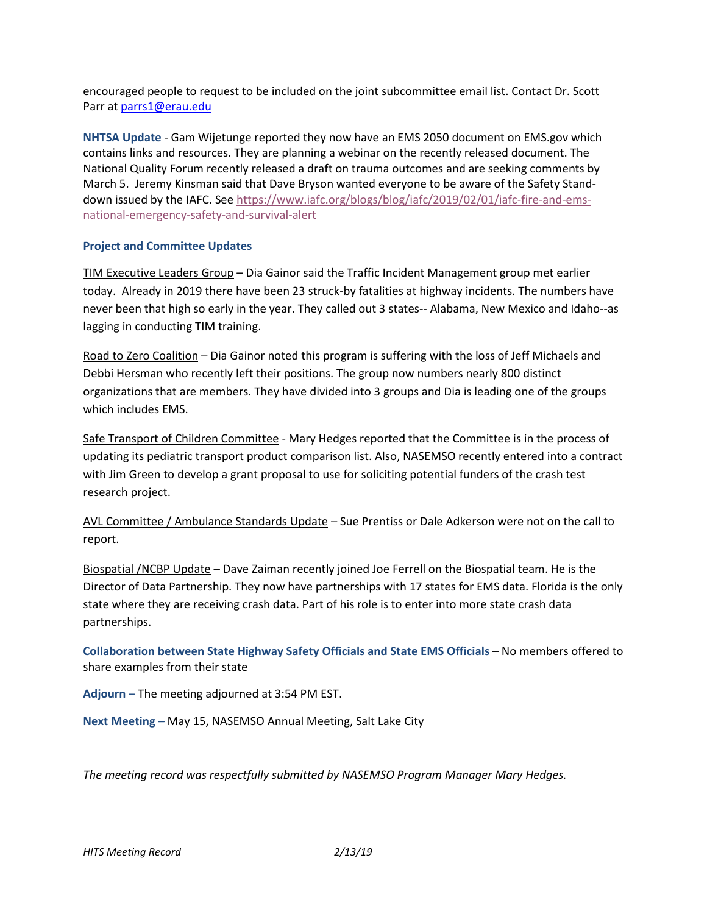encouraged people to request to be included on the joint subcommittee email list. Contact Dr. Scott Parr at parrs1@erau.edu

**NHTSA Update** - Gam Wijetunge reported they now have an EMS 2050 document on EMS.gov which contains links and resources. They are planning a webinar on the recently released document. The National Quality Forum recently released a draft on trauma outcomes and are seeking comments by March 5. Jeremy Kinsman said that Dave Bryson wanted everyone to be aware of the Safety Stand-down issued by the IAFC. See https://www.iafc.org/blogs/blog/iafc/2019/02/01/iafc-fire-and-ems-national-emergency-safety-and-survival-alert

**Project and Committee Updates**

TIM Executive Leaders Group – Dia Gainor said the Traffic Incident Management group met earlier today. Already in 2019 there have been 23 struck-by fatalities at highway incidents. The numbers have never been that high so early in the year. They called out 3 states-- Alabama, New Mexico and Idaho--as lagging in conducting TIM training.

Road to Zero Coalition – Dia Gainor noted this program is suffering with the loss of Jeff Michaels and Debbi Hersman who recently left their positions. The group now numbers nearly 800 distinct organizations that are members. They have divided into 3 groups and Dia is leading one of the groups which includes EMS.

Safe Transport of Children Committee - Mary Hedges reported that the Committee is in the process of updating its pediatric transport product comparison list. Also, NASEMSO recently entered into a contract with Jim Green to develop a grant proposal to use for soliciting potential funders of the crash test research project.

AVL Committee / Ambulance Standards Update – Sue Prentiss or Dale Adkerson were not on the call to report.

Biospatial /NCBP Update – Dave Zaiman recently joined Joe Ferrell on the Biospatial team. He is the Director of Data Partnership. They now have partnerships with 17 states for EMS data. Florida is the only state where they are receiving crash data. Part of his role is to enter into more state crash data partnerships.

**Collaboration between State Highway Safety Officials and State EMS Officials** – No members offered to share examples from their state

**Adjourn** – The meeting adjourned at 3:54 PM EST.

**Next Meeting** – May 15, NASEMSO Annual Meeting, Salt Lake City

*The meeting record was respectfully submitted by NASEMSO Program Manager Mary Hedges.*